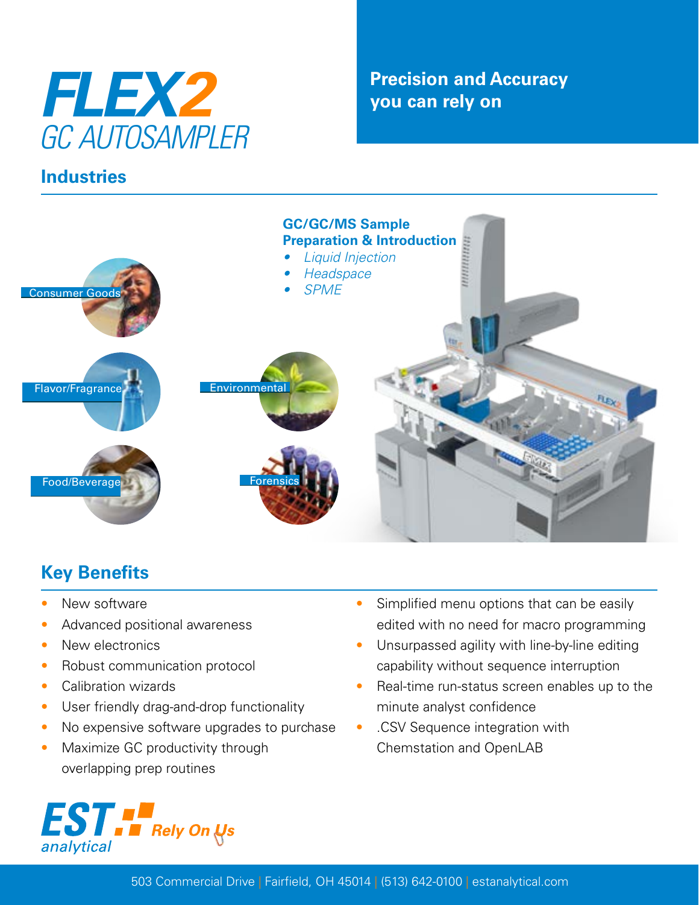# FLEX2 GC AUTOSAMPLER

**Precision and Accuracy you can rely on**

## Industries

Consumer Goods

Flavor/Fragrance

Food/Beverage

Environmental

Forensics

**GC/GC/MS Sample Preparation & Introduction**

- *Liquid Injection*
- *Headspace*
- *SPME*

## Key Benefits

- New software
- Advanced positional awareness
- New electronics
- Robust communication protocol
- Calibration wizards
- User friendly drag-and-drop functionality
- No expensive software upgrades to purchase
- Maximize GC productivity through overlapping prep routines
- Simplified menu options that can be easily edited with no need for macro programming
- Unsurpassed agility with line-by-line editing capability without sequence interruption
- Real-time run-status screen enables up to the minute analyst confidence
- .CSV Sequence integration with Chemstation and OpenLAB

EST analytical Rely On Us

503 Commercial Drive | Fairfield, OH 45014 | (513) 642-0100 | estanalytical.com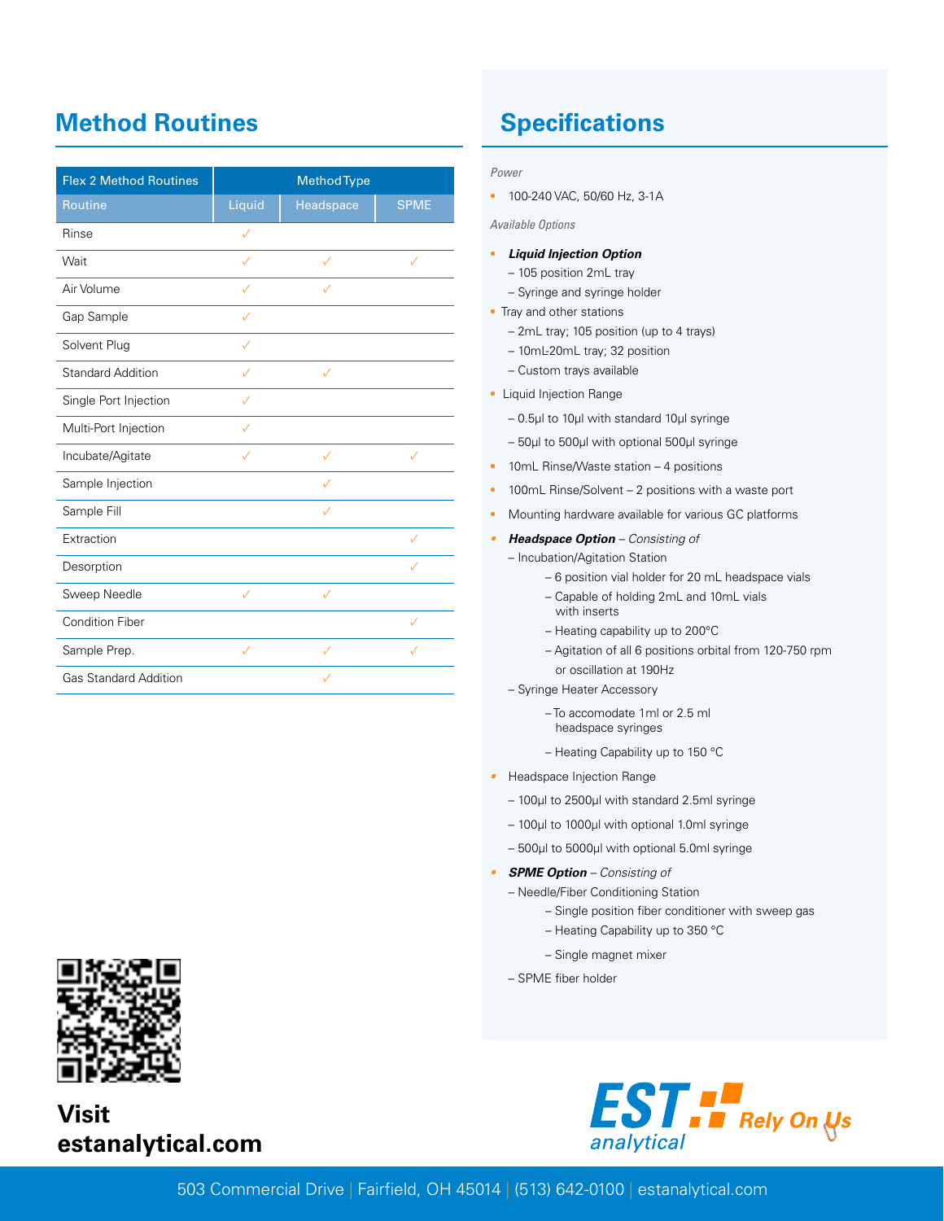## Method Routines

| Flex 2 Method Routines | Method Type | | |
|---|---|---|---|
| Routine | Liquid | Headspace | SPME |
| Rinse | ✓ | | |
| Wait | ✓ | ✓ | ✓ |
| Air Volume | ✓ | ✓ | |
| Gap Sample | ✓ | | |
| Solvent Plug | ✓ | | |
| Standard Addition | ✓ | ✓ | |
| Single Port Injection | ✓ | | |
| Multi-Port Injection | ✓ | | |
| Incubate/Agitate | ✓ | ✓ | ✓ |
| Sample Injection | | ✓ | |
| Sample Fill | | ✓ | |
| Extraction | | | ✓ |
| Desorption | | | ✓ |
| Sweep Needle | ✓ | ✓ | |
| Condition Fiber | | | ✓ |
| Sample Prep. | ✓ | ✓ | ✓ |
| Gas Standard Addition | | ✓ | |

**Visit estanalytical.com**

## Specifications

*Power*

- 100-240 VAC, 50/60 Hz, 3-1A

*Available Options*

- ***Liquid Injection Option***
  - – 105 position 2mL tray
  - – Syringe and syringe holder
- Tray and other stations
  - – 2mL tray; 105 position (up to 4 trays)
  - – 10mL-20mL tray; 32 position
  - – Custom trays available
- Liquid Injection Range
  - – 0.5µl to 10µl with standard 10µl syringe
  - – 50µl to 500µl with optional 500µl syringe
- 10mL Rinse/Waste station – 4 positions
- 100mL Rinse/Solvent – 2 positions with a waste port
- Mounting hardware available for various GC platforms
- ***Headspace Option*** *– Consisting of*
  - – Incubation/Agitation Station
    - – 6 position vial holder for 20 mL headspace vials
    - – Capable of holding 2mL and 10mL vials with inserts
    - – Heating capability up to 200°C
    - – Agitation of all 6 positions orbital from 120-750 rpm or oscillation at 190Hz
  - – Syringe Heater Accessory
    - – To accomodate 1ml or 2.5 ml headspace syringes
    - – Heating Capability up to 150 °C
- Headspace Injection Range
  - – 100µl to 2500µl with standard 2.5ml syringe
  - – 100µl to 1000µl with optional 1.0ml syringe
  - – 500µl to 5000µl with optional 5.0ml syringe
- ***SPME Option*** *– Consisting of*
  - – Needle/Fiber Conditioning Station
    - – Single position fiber conditioner with sweep gas
    - – Heating Capability up to 350 °C
    - – Single magnet mixer
  - – SPME fiber holder

EST analytical — Rely On Us

503 Commercial Drive | Fairfield, OH 45014 | (513) 642-0100 | estanalytical.com